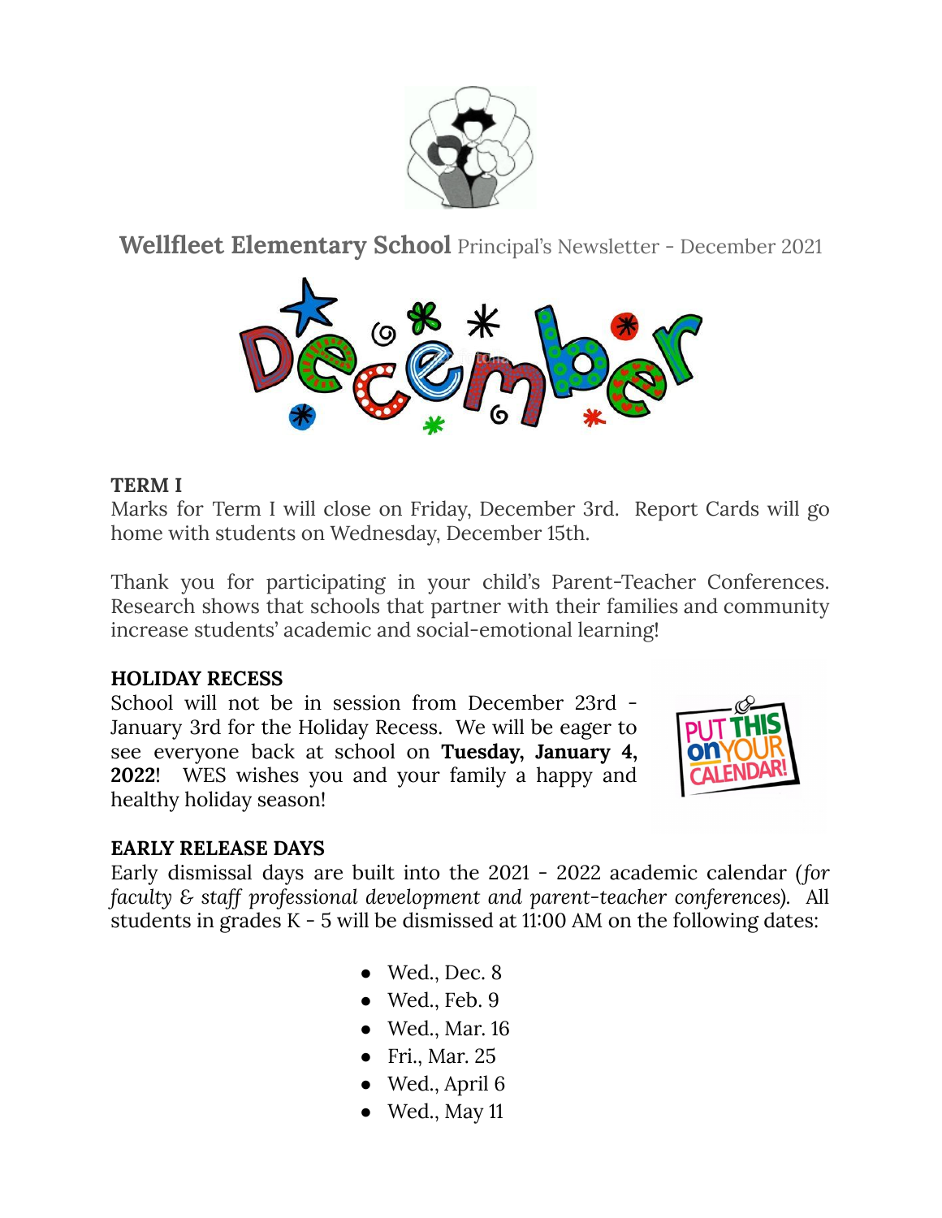**Wellfleet Elementary School** Principal's Newsletter - December 2021

## TERM I

Marks for Term I will close on Friday, December 3rd. Report Cards will go home with students on Wednesday, December 15th.

Thank you for participating in your child's Parent-Teacher Conferences. Research shows that schools that partner with their families and community increase students' academic and social-emotional learning!

## HOLIDAY RECESS

School will not be in session from December 23rd - January 3rd for the Holiday Recess. We will be eager to see everyone back at school on **Tuesday, January 4, 2022**! WES wishes you and your family a happy and healthy holiday season!

## EARLY RELEASE DAYS

Early dismissal days are built into the 2021 - 2022 academic calendar (*for faculty & staff professional development and parent-teacher conferences*). All students in grades K - 5 will be dismissed at 11:00 AM on the following dates:

- Wed., Dec. 8
- Wed., Feb. 9
- Wed., Mar. 16
- Fri., Mar. 25
- Wed., April 6
- Wed., May 11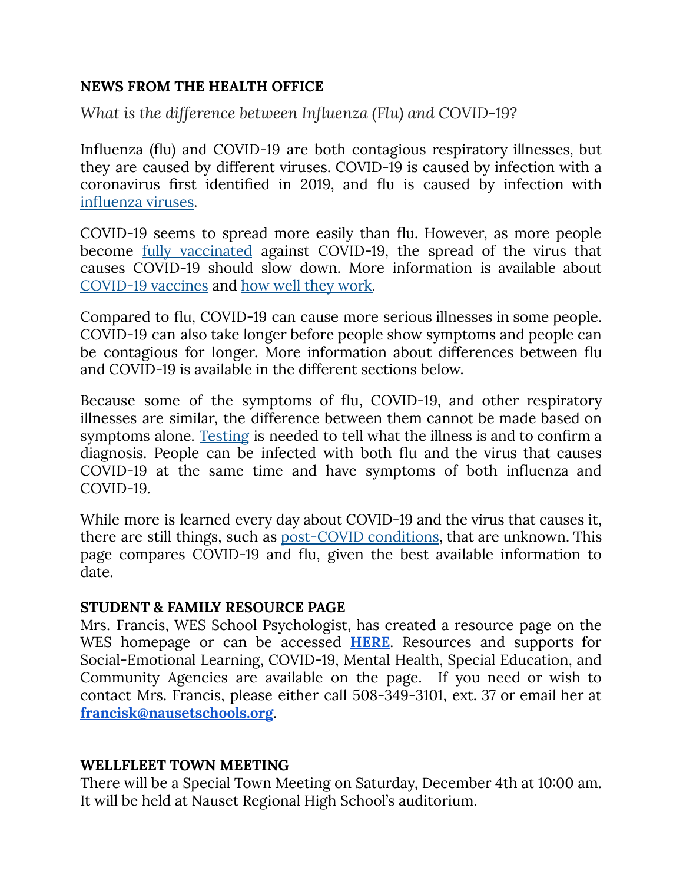**NEWS FROM THE HEALTH OFFICE**

*What is the difference between Influenza (Flu) and COVID-19?*

Influenza (flu) and COVID-19 are both contagious respiratory illnesses, but they are caused by different viruses. COVID-19 is caused by infection with a coronavirus first identified in 2019, and flu is caused by infection with influenza viruses.

COVID-19 seems to spread more easily than flu. However, as more people become fully vaccinated against COVID-19, the spread of the virus that causes COVID-19 should slow down. More information is available about COVID-19 vaccines and how well they work.

Compared to flu, COVID-19 can cause more serious illnesses in some people. COVID-19 can also take longer before people show symptoms and people can be contagious for longer. More information about differences between flu and COVID-19 is available in the different sections below.

Because some of the symptoms of flu, COVID-19, and other respiratory illnesses are similar, the difference between them cannot be made based on symptoms alone. Testing is needed to tell what the illness is and to confirm a diagnosis. People can be infected with both flu and the virus that causes COVID-19 at the same time and have symptoms of both influenza and COVID-19.

While more is learned every day about COVID-19 and the virus that causes it, there are still things, such as post-COVID conditions, that are unknown. This page compares COVID-19 and flu, given the best available information to date.

**STUDENT & FAMILY RESOURCE PAGE**

Mrs. Francis, WES School Psychologist, has created a resource page on the WES homepage or can be accessed **HERE**. Resources and supports for Social-Emotional Learning, COVID-19, Mental Health, Special Education, and Community Agencies are available on the page. If you need or wish to contact Mrs. Francis, please either call 508-349-3101, ext. 37 or email her at **francisk@nausetschools.org**.

**WELLFLEET TOWN MEETING**

There will be a Special Town Meeting on Saturday, December 4th at 10:00 am. It will be held at Nauset Regional High School's auditorium.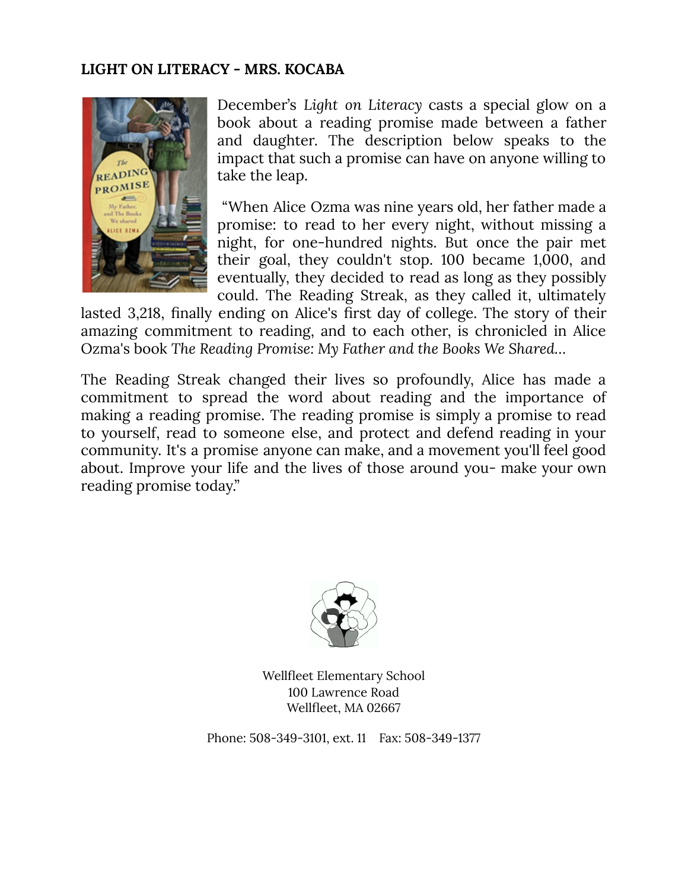**LIGHT ON LITERACY - MRS. KOCABA**

December's *Light on Literacy* casts a special glow on a book about a reading promise made between a father and daughter. The description below speaks to the impact that such a promise can have on anyone willing to take the leap.

"When Alice Ozma was nine years old, her father made a promise: to read to her every night, without missing a night, for one-hundred nights. But once the pair met their goal, they couldn't stop. 100 became 1,000, and eventually, they decided to read as long as they possibly could. The Reading Streak, as they called it, ultimately lasted 3,218, finally ending on Alice's first day of college. The story of their amazing commitment to reading, and to each other, is chronicled in Alice Ozma's book *The Reading Promise: My Father and the Books We Shared...*

The Reading Streak changed their lives so profoundly, Alice has made a commitment to spread the word about reading and the importance of making a reading promise. The reading promise is simply a promise to read to yourself, read to someone else, and protect and defend reading in your community. It's a promise anyone can make, and a movement you'll feel good about. Improve your life and the lives of those around you- make your own reading promise today."

Wellfleet Elementary School
100 Lawrence Road
Wellfleet, MA 02667

Phone: 508-349-3101, ext. 11  Fax: 508-349-1377